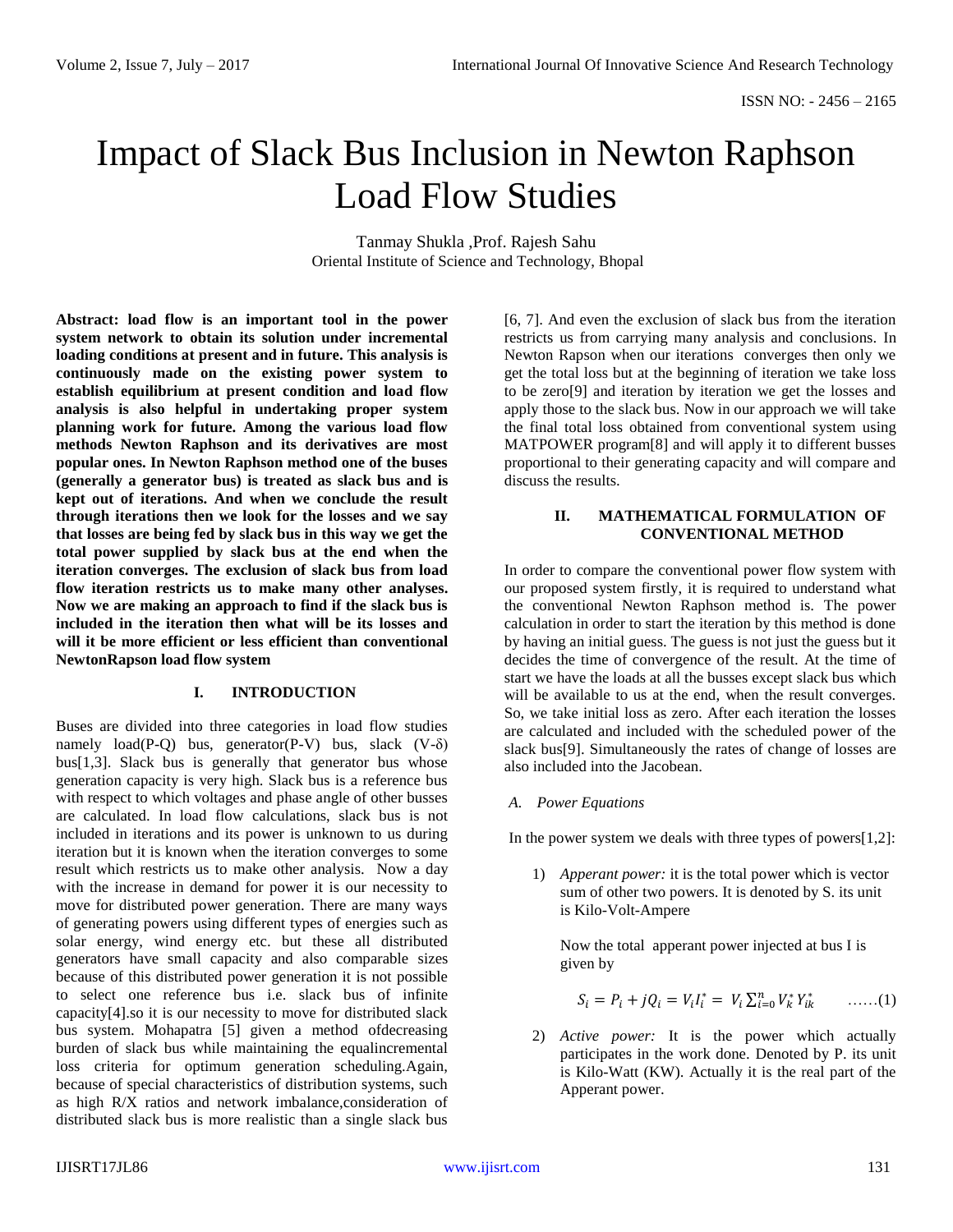ISSN NO: - 2456 – 2165

# Impact of Slack Bus Inclusion in Newton Raphson Load Flow Studies

Tanmay Shukla ,Prof. Rajesh Sahu
Oriental Institute of Science and Technology, Bhopal

**Abstract: load flow is an important tool in the power system network to obtain its solution under incremental loading conditions at present and in future. This analysis is continuously made on the existing power system to establish equilibrium at present condition and load flow analysis is also helpful in undertaking proper system planning work for future. Among the various load flow methods Newton Raphson and its derivatives are most popular ones. In Newton Raphson method one of the buses (generally a generator bus) is treated as slack bus and is kept out of iterations. And when we conclude the result through iterations then we look for the losses and we say that losses are being fed by slack bus in this way we get the total power supplied by slack bus at the end when the iteration converges. The exclusion of slack bus from load flow iteration restricts us to make many other analyses. Now we are making an approach to find if the slack bus is included in the iteration then what will be its losses and will it be more efficient or less efficient than conventional NewtonRapson load flow system**

## I. INTRODUCTION

Buses are divided into three categories in load flow studies namely load(P-Q) bus, generator(P-V) bus, slack (V-δ) bus[1,3]. Slack bus is generally that generator bus whose generation capacity is very high. Slack bus is a reference bus with respect to which voltages and phase angle of other busses are calculated. In load flow calculations, slack bus is not included in iterations and its power is unknown to us during iteration but it is known when the iteration converges to some result which restricts us to make other analysis. Now a day with the increase in demand for power it is our necessity to move for distributed power generation. There are many ways of generating powers using different types of energies such as solar energy, wind energy etc. but these all distributed generators have small capacity and also comparable sizes because of this distributed power generation it is not possible to select one reference bus i.e. slack bus of infinite capacity[4].so it is our necessity to move for distributed slack bus system. Mohapatra [5] given a method ofdecreasing burden of slack bus while maintaining the equalincremental loss criteria for optimum generation scheduling.Again, because of special characteristics of distribution systems, such as high R/X ratios and network imbalance,consideration of distributed slack bus is more realistic than a single slack bus [6, 7]. And even the exclusion of slack bus from the iteration restricts us from carrying many analysis and conclusions. In Newton Rapson when our iterations converges then only we get the total loss but at the beginning of iteration we take loss to be zero[9] and iteration by iteration we get the losses and apply those to the slack bus. Now in our approach we will take the final total loss obtained from conventional system using MATPOWER program[8] and will apply it to different busses proportional to their generating capacity and will compare and discuss the results.

## II. MATHEMATICAL FORMULATION OF CONVENTIONAL METHOD

In order to compare the conventional power flow system with our proposed system firstly, it is required to understand what the conventional Newton Raphson method is. The power calculation in order to start the iteration by this method is done by having an initial guess. The guess is not just the guess but it decides the time of convergence of the result. At the time of start we have the loads at all the busses except slack bus which will be available to us at the end, when the result converges. So, we take initial loss as zero. After each iteration the losses are calculated and included with the scheduled power of the slack bus[9]. Simultaneously the rates of change of losses are also included into the Jacobean.

### *A. Power Equations*

In the power system we deals with three types of powers[1,2]:

1) *Apperant power:* it is the total power which is vector sum of other two powers. It is denoted by S. its unit is Kilo-Volt-Ampere

   Now the total apperant power injected at bus I is given by

$$S_i = P_i + jQ_i = V_i I_i^* = V_i \sum_{i=0}^{n} V_k^* Y_{ik}^* \qquad \text{......(1)}$$

2) *Active power:* It is the power which actually participates in the work done. Denoted by P. its unit is Kilo-Watt (KW). Actually it is the real part of the Apperant power.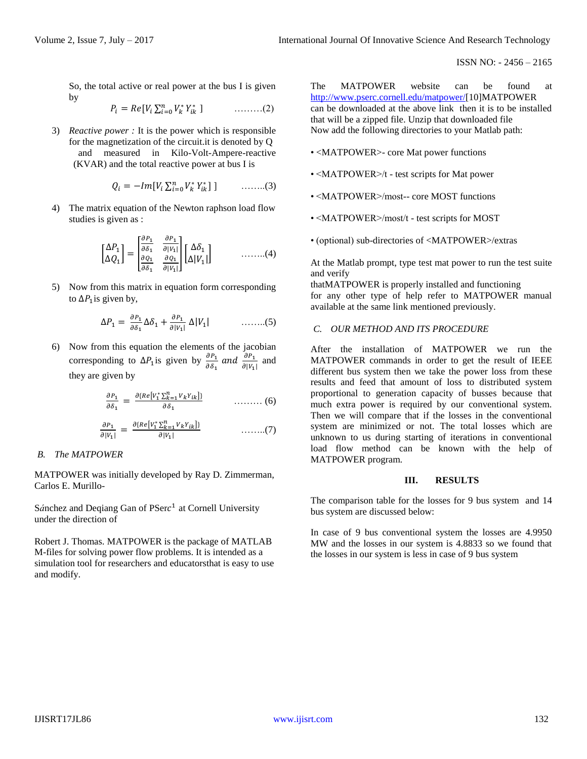So, the total active or real power at the bus I is given by

$$P_i = Re[V_i \sum_{i=0}^{n} V_k^* Y_{ik}^* ] \qquad \ldots\ldots\ldots(2)$$

3) *Reactive power :* It is the power which is responsible for the magnetization of the circuit.it is denoted by Q and measured in Kilo-Volt-Ampere-reactive (KVAR) and the total reactive power at bus I is

$$Q_i = -Im[V_i \sum_{i=0}^{n} V_k^* Y_{ik}^* ] \qquad \ldots\ldots..(3)$$

4) The matrix equation of the Newton raphson load flow studies is given as :

$$\begin{bmatrix} \Delta P_1 \\ \Delta Q_1 \end{bmatrix} = \begin{bmatrix} \frac{\partial P_1}{\partial \delta_1} & \frac{\partial P_1}{\partial |V_1|} \\ \frac{\partial Q_1}{\partial \delta_1} & \frac{\partial Q_1}{\partial |V_1|} \end{bmatrix} \begin{bmatrix} \Delta \delta_1 \\ \Delta |V_1| \end{bmatrix} \qquad \ldots\ldots..(4)$$

5) Now from this matrix in equation form corresponding to $\Delta P_1$ is given by,

$$\Delta P_1 = \frac{\partial P_1}{\partial \delta_1} \Delta \delta_1 + \frac{\partial P_1}{\partial |V_1|} \Delta |V_1| \qquad \ldots\ldots..(5)$$

6) Now from this equation the elements of the jacobian corresponding to $\Delta P_1$ is given by $\frac{\partial P_1}{\partial \delta_1}$ *and* $\frac{\partial P_1}{\partial |V_1|}$ and they are given by

$$\frac{\partial P_1}{\partial \delta_1} = \frac{\partial \{Re[V_1^* \sum_{k=1}^{n} V_k Y_{ik}]\}}{\partial \delta_1} \qquad \ldots\ldots\ldots (6)$$

$$\frac{\partial P_1}{\partial |V_1|} = \frac{\partial \{Re[V_1^* \sum_{k=1}^{n} V_k Y_{ik}]\}}{\partial |V_1|} \qquad \ldots\ldots..(7)$$

### *B. The MATPOWER*

MATPOWER was initially developed by Ray D. Zimmerman, Carlos E. Murillo-

Sánchez and Deqiang Gan of PSerc[1] at Cornell University under the direction of

Robert J. Thomas. MATPOWER is the package of MATLAB M-files for solving power flow problems. It is intended as a simulation tool for researchers and educatorsthat is easy to use and modify.

The MATPOWER website can be found at http://www.pserc.cornell.edu/matpower/[10]MATPOWER can be downloaded at the above link then it is to be installed that will be a zipped file. Unzip that downloaded file
Now add the following directories to your Matlab path:

- <MATPOWER>- core Mat power functions
- <MATPOWER>/t - test scripts for Mat power
- <MATPOWER>/most-- core MOST functions
- <MATPOWER>/most/t - test scripts for MOST
- (optional) sub-directories of <MATPOWER>/extras

At the Matlab prompt, type test mat power to run the test suite and verify
thatMATPOWER is properly installed and functioning
for any other type of help refer to MATPOWER manual available at the same link mentioned previously.

### *C. OUR METHOD AND ITS PROCEDURE*

After the installation of MATPOWER we run the MATPOWER commands in order to get the result of IEEE different bus system then we take the power loss from these results and feed that amount of loss to distributed system proportional to generation capacity of busses because that much extra power is required by our conventional system. Then we will compare that if the losses in the conventional system are minimized or not. The total losses which are unknown to us during starting of iterations in conventional load flow method can be known with the help of MATPOWER program.

## III. RESULTS

The comparison table for the losses for 9 bus system and 14 bus system are discussed below:

In case of 9 bus conventional system the losses are 4.9950 MW and the losses in our system is 4.8833 so we found that the losses in our system is less in case of 9 bus system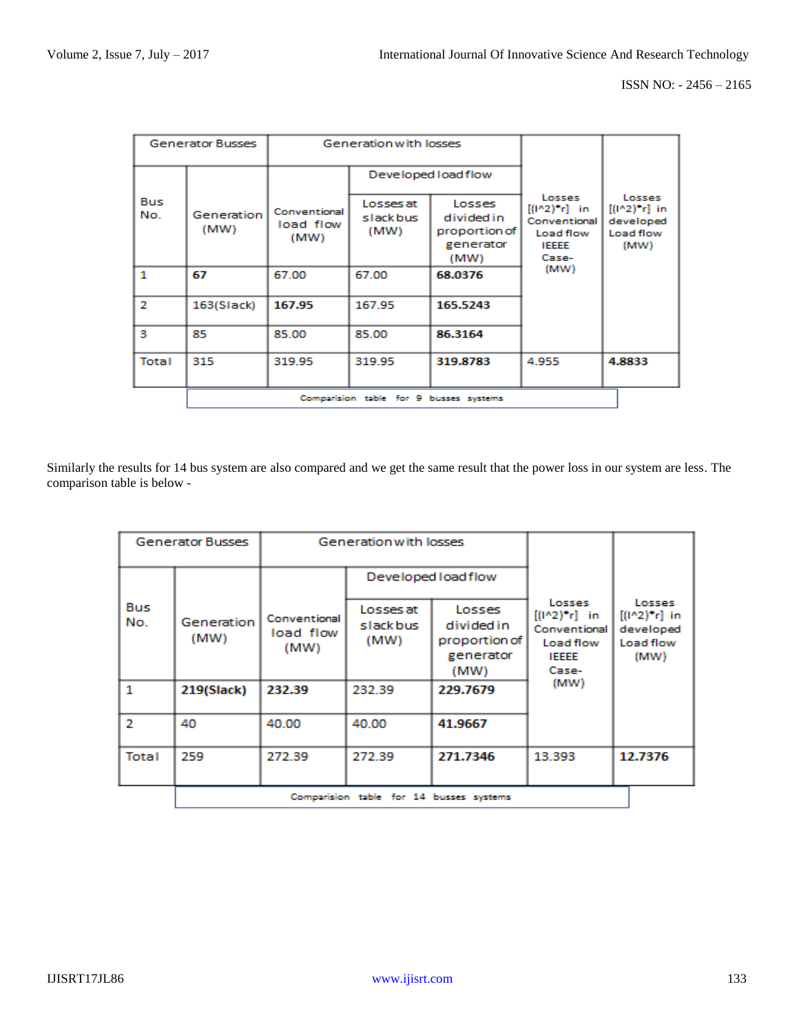| Generator Busses | | Generation with losses | | | Losses [(I^2)*r] in Conventional Load flow IEEEE Case-(MW) | Losses [(I^2)*r] in developed Load flow (MW) |
|---|---|---|---|---|---|---|
| | | | Developed load flow | | | |
| Bus No. | Generation (MW) | Conventional load flow (MW) | Losses at slack bus (MW) | Losses divided in proportion of generator (MW) | | |
| 1 | **67** | 67.00 | 67.00 | **68.0376** | | |
| 2 | 163(Slack) | **167.95** | 167.95 | **165.5243** | | |
| 3 | 85 | 85.00 | 85.00 | **86.3164** | | |
| Total | 315 | 319.95 | 319.95 | **319.8783** | 4.955 | **4.8833** |

Comparision table for 9 busses systems

Similarly the results for 14 bus system are also compared and we get the same result that the power loss in our system are less. The comparison table is below -

| Generator Busses | | Generation with losses | | | Losses [(I^2)*r] in Conventional Load flow IEEEE Case-(MW) | Losses [(I^2)*r] in developed Load flow (MW) |
|---|---|---|---|---|---|---|
| | | | Developed load flow | | | |
| Bus No. | Generation (MW) | Conventional load flow (MW) | Losses at slack bus (MW) | Losses divided in proportion of generator (MW) | | |
| 1 | **219(Slack)** | **232.39** | 232.39 | **229.7679** | | |
| 2 | 40 | 40.00 | 40.00 | **41.9667** | | |
| Total | 259 | 272.39 | 272.39 | **271.7346** | 13.393 | **12.7376** |

Comparision table for 14 busses systems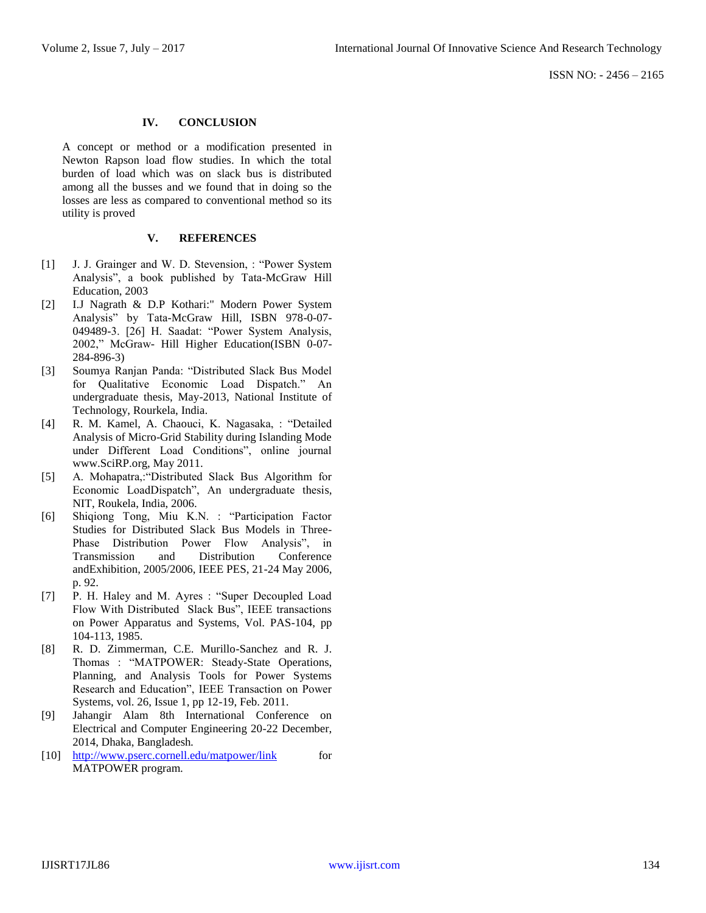## IV. CONCLUSION

A concept or method or a modification presented in Newton Rapson load flow studies. In which the total burden of load which was on slack bus is distributed among all the busses and we found that in doing so the losses are less as compared to conventional method so its utility is proved

## V. REFERENCES

[1] J. J. Grainger and W. D. Stevension, : "Power System Analysis", a book published by Tata-McGraw Hill Education, 2003

[2] I.J Nagrath & D.P Kothari:" Modern Power System Analysis" by Tata-McGraw Hill, ISBN 978-0-07-049489-3. [26] H. Saadat: "Power System Analysis, 2002," McGraw- Hill Higher Education(ISBN 0-07-284-896-3)

[3] Soumya Ranjan Panda: "Distributed Slack Bus Model for Qualitative Economic Load Dispatch." An undergraduate thesis, May-2013, National Institute of Technology, Rourkela, India.

[4] R. M. Kamel, A. Chaouci, K. Nagasaka, : "Detailed Analysis of Micro-Grid Stability during Islanding Mode under Different Load Conditions", online journal www.SciRP.org, May 2011.

[5] A. Mohapatra,:"Distributed Slack Bus Algorithm for Economic LoadDispatch", An undergraduate thesis, NIT, Roukela, India, 2006.

[6] Shiqiong Tong, Miu K.N. : "Participation Factor Studies for Distributed Slack Bus Models in Three-Phase Distribution Power Flow Analysis", in Transmission and Distribution Conference andExhibition, 2005/2006, IEEE PES, 21-24 May 2006, p. 92.

[7] P. H. Haley and M. Ayres : "Super Decoupled Load Flow With Distributed Slack Bus", IEEE transactions on Power Apparatus and Systems, Vol. PAS-104, pp 104-113, 1985.

[8] R. D. Zimmerman, C.E. Murillo-Sanchez and R. J. Thomas : "MATPOWER: Steady-State Operations, Planning, and Analysis Tools for Power Systems Research and Education", IEEE Transaction on Power Systems, vol. 26, Issue 1, pp 12-19, Feb. 2011.

[9] Jahangir Alam 8th International Conference on Electrical and Computer Engineering 20-22 December, 2014, Dhaka, Bangladesh.

[10] http://www.pserc.cornell.edu/matpower/link for MATPOWER program.